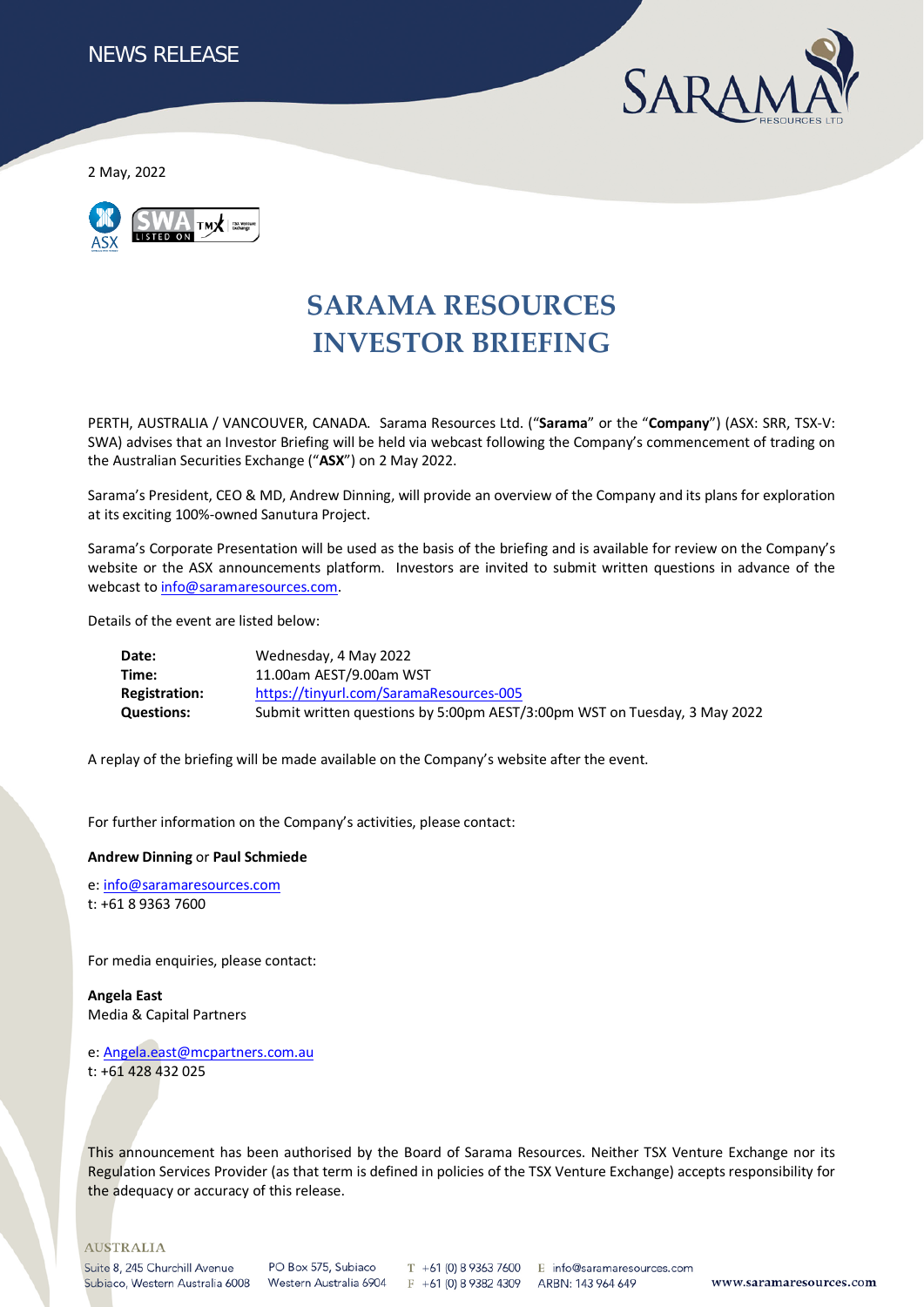NEWS RELEASE

2 May, 2022

# SARAMA RESOURCES INVESTOR BRIEFING

PERTH, AUSTRALIA / VANCOUVER, CANADA. Sarama Resources Ltd. ("**Sarama**" or the "**Company**") (ASX: SRR, TSX-V: SWA) advises that an Investor Briefing will be held via webcast following the Company's commencement of trading on the Australian Securities Exchange ("**ASX**") on 2 May 2022.

Sarama's President, CEO & MD, Andrew Dinning, will provide an overview of the Company and its plans for exploration at its exciting 100%-owned Sanutura Project.

Sarama's Corporate Presentation will be used as the basis of the briefing and is available for review on the Company's website or the ASX announcements platform. Investors are invited to submit written questions in advance of the webcast to info@saramaresources.com.

Details of the event are listed below:

| | |
|---|---|
| **Date:** | Wednesday, 4 May 2022 |
| **Time:** | 11.00am AEST/9.00am WST |
| **Registration:** | https://tinyurl.com/SaramaResources-005 |
| **Questions:** | Submit written questions by 5:00pm AEST/3:00pm WST on Tuesday, 3 May 2022 |

A replay of the briefing will be made available on the Company's website after the event.

For further information on the Company's activities, please contact:

**Andrew Dinning** or **Paul Schmiede**

e: info@saramaresources.com
t: +61 8 9363 7600

For media enquiries, please contact:

**Angela East**
Media & Capital Partners

e: Angela.east@mcpartners.com.au
t: +61 428 432 025

This announcement has been authorised by the Board of Sarama Resources. Neither TSX Venture Exchange nor its Regulation Services Provider (as that term is defined in policies of the TSX Venture Exchange) accepts responsibility for the adequacy or accuracy of this release.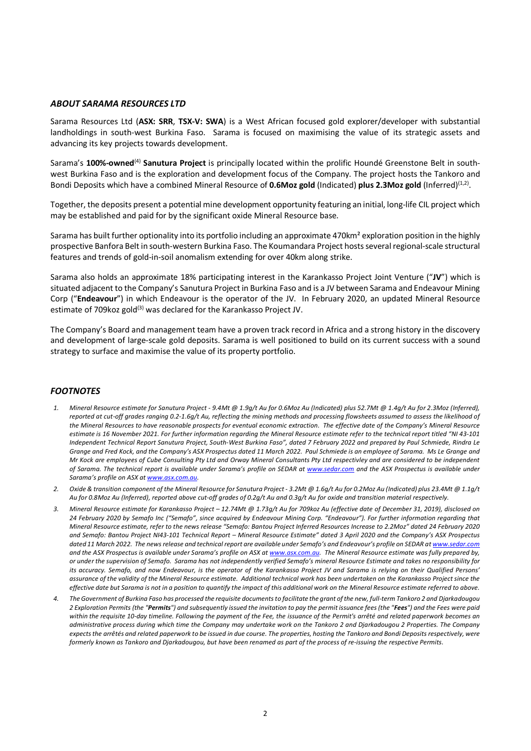## *ABOUT SARAMA RESOURCES LTD*

Sarama Resources Ltd (**ASX: SRR**, **TSX-V: SWA**) is a West African focused gold explorer/developer with substantial landholdings in south-west Burkina Faso. Sarama is focused on maximising the value of its strategic assets and advancing its key projects towards development.

Sarama's **100%-owned**[4] **Sanutura Project** is principally located within the prolific Houndé Greenstone Belt in south-west Burkina Faso and is the exploration and development focus of the Company. The project hosts the Tankoro and Bondi Deposits which have a combined Mineral Resource of **0.6Moz gold** (Indicated) **plus 2.3Moz gold** (Inferred)[1,2].

Together, the deposits present a potential mine development opportunity featuring an initial, long-life CIL project which may be established and paid for by the significant oxide Mineral Resource base.

Sarama has built further optionality into its portfolio including an approximate 470km² exploration position in the highly prospective Banfora Belt in south-western Burkina Faso. The Koumandara Project hosts several regional-scale structural features and trends of gold-in-soil anomalism extending for over 40km along strike.

Sarama also holds an approximate 18% participating interest in the Karankasso Project Joint Venture ("**JV**") which is situated adjacent to the Company's Sanutura Project in Burkina Faso and is a JV between Sarama and Endeavour Mining Corp ("**Endeavour**") in which Endeavour is the operator of the JV. In February 2020, an updated Mineral Resource estimate of 709koz gold[3] was declared for the Karankasso Project JV.

The Company's Board and management team have a proven track record in Africa and a strong history in the discovery and development of large-scale gold deposits. Sarama is well positioned to build on its current success with a sound strategy to surface and maximise the value of its property portfolio.

## *FOOTNOTES*

1. *Mineral Resource estimate for Sanutura Project - 9.4Mt @ 1.9g/t Au for 0.6Moz Au (Indicated) plus 52.7Mt @ 1.4g/t Au for 2.3Moz (Inferred), reported at cut-off grades ranging 0.2-1.6g/t Au, reflecting the mining methods and processing flowsheets assumed to assess the likelihood of the Mineral Resources to have reasonable prospects for eventual economic extraction. The effective date of the Company's Mineral Resource estimate is 16 November 2021. For further information regarding the Mineral Resource estimate refer to the technical report titled "NI 43-101 Independent Technical Report Sanutura Project, South-West Burkina Faso", dated 7 February 2022 and prepared by Paul Schmiede, Rindra Le Grange and Fred Kock, and the Company's ASX Prospectus dated 11 March 2022. Paul Schmiede is an employee of Sarama. Ms Le Grange and Mr Kock are employees of Cube Consulting Pty Ltd and Orway Mineral Consultants Pty Ltd respectivley and are considered to be independent of Sarama. The technical report is available under Sarama's profile on SEDAR at www.sedar.com and the ASX Prospectus is available under Sarama's profile on ASX at www.asx.com.au.*
2. *Oxide & transition component of the Mineral Resource for Sanutura Project - 3.2Mt @ 1.6g/t Au for 0.2Moz Au (Indicated) plus 23.4Mt @ 1.1g/t Au for 0.8Moz Au (Inferred), reported above cut-off grades of 0.2g/t Au and 0.3g/t Au for oxide and transition material respectively.*
3. *Mineral Resource estimate for Karankasso Project – 12.74Mt @ 1.73g/t Au for 709koz Au (effective date of December 31, 2019), disclosed on 24 February 2020 by Semafo Inc ("Semafo", since acquired by Endeavour Mining Corp. "Endeavour"). For further information regarding that Mineral Resource estimate, refer to the news release "Semafo: Bantou Project Inferred Resources Increase to 2.2Moz" dated 24 February 2020 and Semafo: Bantou Project NI43-101 Technical Report – Mineral Resource Estimate" dated 3 April 2020 and the Company's ASX Prospectus dated 11 March 2022. The news release and technical report are available under Semafo's and Endeavour's profile on SEDAR at www.sedar.com and the ASX Prospectus is available under Sarama's profile on ASX at www.asx.com.au. The Mineral Resource estimate was fully prepared by, or under the supervision of Semafo. Sarama has not independently verified Semafo's mineral Resource Estimate and takes no responsibility for its accuracy. Semafo, and now Endeavour, is the operator of the Karankasso Project JV and Sarama is relying on their Qualified Persons' assurance of the validity of the Mineral Resource estimate. Additional technical work has been undertaken on the Karankasso Project since the effective date but Sarama is not in a position to quantify the impact of this additional work on the Mineral Resource estimate referred to above.*
4. *The Government of Burkina Faso has processed the requisite documents to facilitate the grant of the new, full-term Tankoro 2 and Djarkadougou 2 Exploration Permits (the "**Permits**") and subsequently issued the invitation to pay the permit issuance fees (the "**Fees**") and the Fees were paid within the requisite 10-day timeline. Following the payment of the Fee, the issuance of the Permit's arrêté and related paperwork becomes an administrative process during which time the Company may undertake work on the Tankoro 2 and Djarkadougou 2 Properties. The Company expects the arrêtés and related paperwork to be issued in due course. The properties, hosting the Tankoro and Bondi Deposits respectively, were formerly known as Tankoro and Djarkadougou, but have been renamed as part of the process of re-issuing the respective Permits.*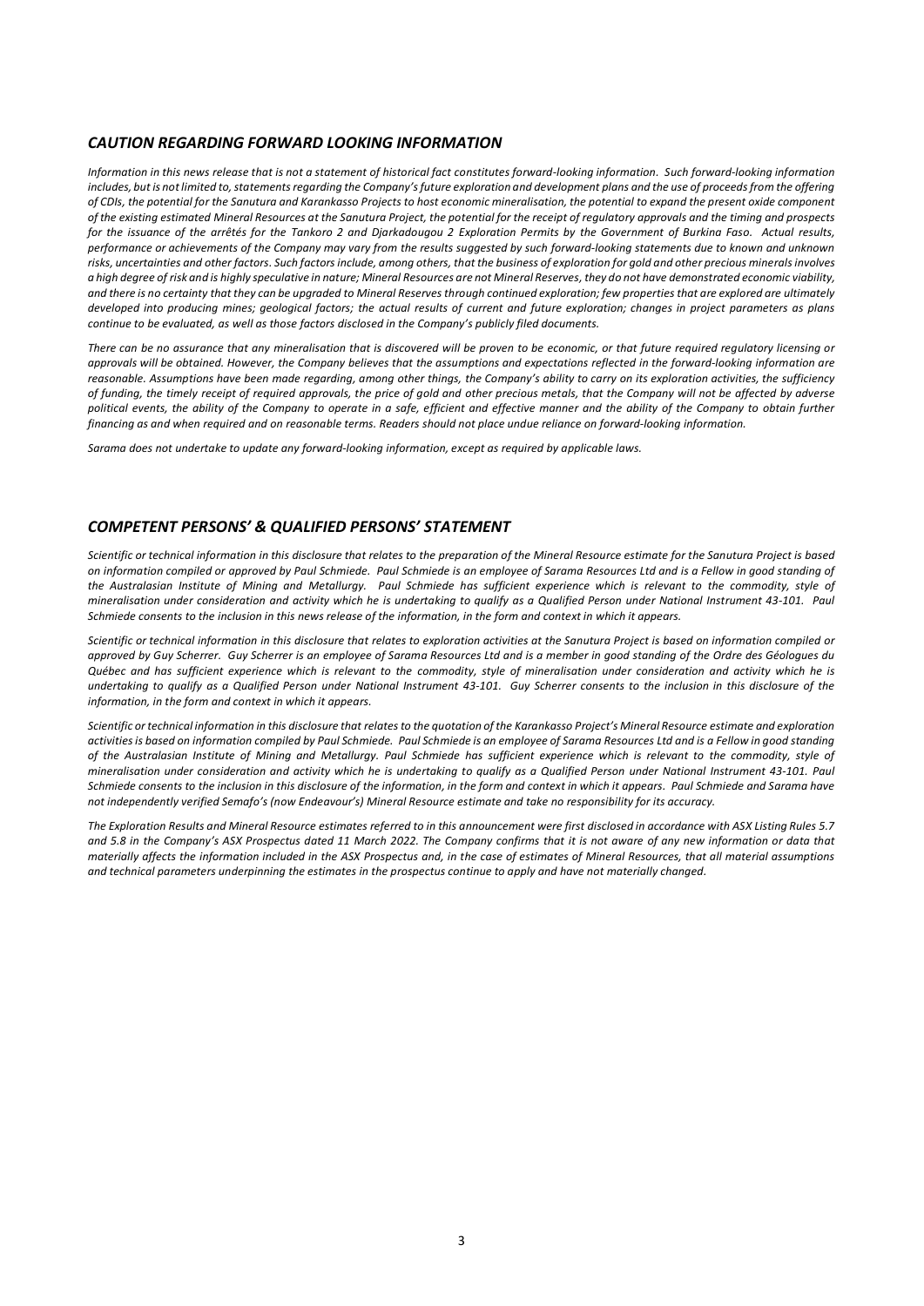## *CAUTION REGARDING FORWARD LOOKING INFORMATION*

*Information in this news release that is not a statement of historical fact constitutes forward-looking information. Such forward-looking information includes, but is not limited to, statements regarding the Company's future exploration and development plans and the use of proceeds from the offering of CDIs, the potential for the Sanutura and Karankasso Projects to host economic mineralisation, the potential to expand the present oxide component of the existing estimated Mineral Resources at the Sanutura Project, the potential for the receipt of regulatory approvals and the timing and prospects for the issuance of the arrêtés for the Tankoro 2 and Djarkadougou 2 Exploration Permits by the Government of Burkina Faso. Actual results, performance or achievements of the Company may vary from the results suggested by such forward-looking statements due to known and unknown risks, uncertainties and other factors. Such factors include, among others, that the business of exploration for gold and other precious minerals involves a high degree of risk and is highly speculative in nature; Mineral Resources are not Mineral Reserves, they do not have demonstrated economic viability, and there is no certainty that they can be upgraded to Mineral Reserves through continued exploration; few properties that are explored are ultimately developed into producing mines; geological factors; the actual results of current and future exploration; changes in project parameters as plans continue to be evaluated, as well as those factors disclosed in the Company's publicly filed documents.*

*There can be no assurance that any mineralisation that is discovered will be proven to be economic, or that future required regulatory licensing or approvals will be obtained. However, the Company believes that the assumptions and expectations reflected in the forward-looking information are reasonable. Assumptions have been made regarding, among other things, the Company's ability to carry on its exploration activities, the sufficiency of funding, the timely receipt of required approvals, the price of gold and other precious metals, that the Company will not be affected by adverse political events, the ability of the Company to operate in a safe, efficient and effective manner and the ability of the Company to obtain further financing as and when required and on reasonable terms. Readers should not place undue reliance on forward-looking information.*

*Sarama does not undertake to update any forward-looking information, except as required by applicable laws.*

## *COMPETENT PERSONS' & QUALIFIED PERSONS' STATEMENT*

*Scientific or technical information in this disclosure that relates to the preparation of the Mineral Resource estimate for the Sanutura Project is based on information compiled or approved by Paul Schmiede. Paul Schmiede is an employee of Sarama Resources Ltd and is a Fellow in good standing of the Australasian Institute of Mining and Metallurgy. Paul Schmiede has sufficient experience which is relevant to the commodity, style of mineralisation under consideration and activity which he is undertaking to qualify as a Qualified Person under National Instrument 43-101. Paul Schmiede consents to the inclusion in this news release of the information, in the form and context in which it appears.*

*Scientific or technical information in this disclosure that relates to exploration activities at the Sanutura Project is based on information compiled or approved by Guy Scherrer. Guy Scherrer is an employee of Sarama Resources Ltd and is a member in good standing of the Ordre des Géologues du Québec and has sufficient experience which is relevant to the commodity, style of mineralisation under consideration and activity which he is undertaking to qualify as a Qualified Person under National Instrument 43-101. Guy Scherrer consents to the inclusion in this disclosure of the information, in the form and context in which it appears.*

*Scientific or technical information in this disclosure that relates to the quotation of the Karankasso Project's Mineral Resource estimate and exploration activities is based on information compiled by Paul Schmiede. Paul Schmiede is an employee of Sarama Resources Ltd and is a Fellow in good standing of the Australasian Institute of Mining and Metallurgy. Paul Schmiede has sufficient experience which is relevant to the commodity, style of mineralisation under consideration and activity which he is undertaking to qualify as a Qualified Person under National Instrument 43-101. Paul Schmiede consents to the inclusion in this disclosure of the information, in the form and context in which it appears. Paul Schmiede and Sarama have not independently verified Semafo's (now Endeavour's) Mineral Resource estimate and take no responsibility for its accuracy.*

*The Exploration Results and Mineral Resource estimates referred to in this announcement were first disclosed in accordance with ASX Listing Rules 5.7 and 5.8 in the Company's ASX Prospectus dated 11 March 2022. The Company confirms that it is not aware of any new information or data that materially affects the information included in the ASX Prospectus and, in the case of estimates of Mineral Resources, that all material assumptions and technical parameters underpinning the estimates in the prospectus continue to apply and have not materially changed.*